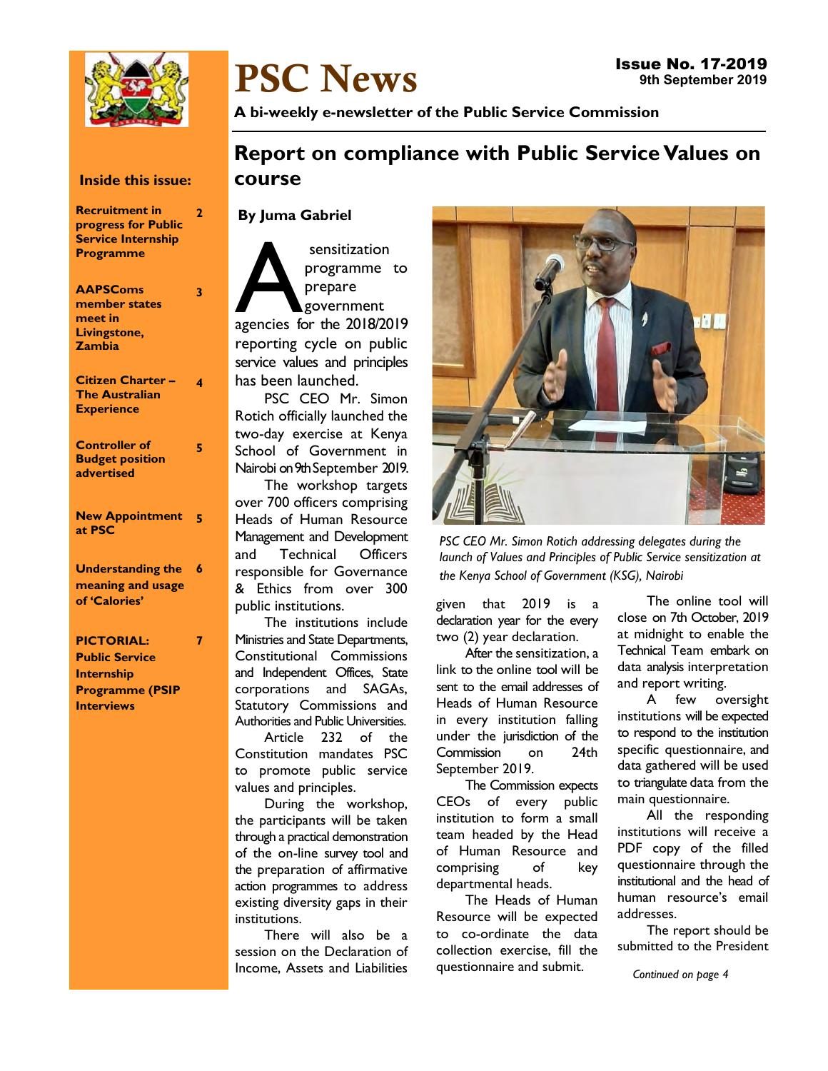# PSC News

**Issue No. 17-2019**
**9th September 2019**

**A bi-weekly e-newsletter of the Public Service Commission**

**Inside this issue:**

- **Recruitment in progress for Public Service Internship Programme** — 2
- **AAPSComs member states meet in Livingstone, Zambia** — 3
- **Citizen Charter – The Australian Experience** — 4
- **Controller of Budget position advertised** — 5
- **New Appointment at PSC** — 5
- **Understanding the meaning and usage of 'Calories'** — 6
- **PICTORIAL: Public Service Internship Programme (PSIP Interviews** — 7

## Report on compliance with Public Service Values on course

**By Juma Gabriel**

A sensitization programme to prepare government agencies for the 2018/2019 reporting cycle on public service values and principles has been launched.

PSC CEO Mr. Simon Rotich officially launched the two-day exercise at Kenya School of Government in Nairobi on 9th September 2019.

The workshop targets over 700 officers comprising Heads of Human Resource Management and Development and Technical Officers responsible for Governance & Ethics from over 300 public institutions.

The institutions include Ministries and State Departments, Constitutional Commissions and Independent Offices, State corporations and SAGAs, Statutory Commissions and Authorities and Public Universities.

Article 232 of the Constitution mandates PSC to promote public service values and principles.

During the workshop, the participants will be taken through a practical demonstration of the on-line survey tool and the preparation of affirmative action programmes to address existing diversity gaps in their institutions.

There will also be a session on the Declaration of Income, Assets and Liabilities given that 2019 is a declaration year for the every two (2) year declaration.

*PSC CEO Mr. Simon Rotich addressing delegates during the launch of Values and Principles of Public Service sensitization at the Kenya School of Government (KSG), Nairobi*

After the sensitization, a link to the online tool will be sent to the email addresses of Heads of Human Resource in every institution falling under the jurisdiction of the Commission on 24th September 2019.

The Commission expects CEOs of every public institution to form a small team headed by the Head of Human Resource and comprising of key departmental heads.

The Heads of Human Resource will be expected to co-ordinate the data collection exercise, fill the questionnaire and submit.

The online tool will close on 7th October, 2019 at midnight to enable the Technical Team embark on data analysis interpretation and report writing.

A few oversight institutions will be expected to respond to the institution specific questionnaire, and data gathered will be used to triangulate data from the main questionnaire.

All the responding institutions will receive a PDF copy of the filled questionnaire through the institutional and the head of human resource's email addresses.

The report should be submitted to the President

*Continued on page 4*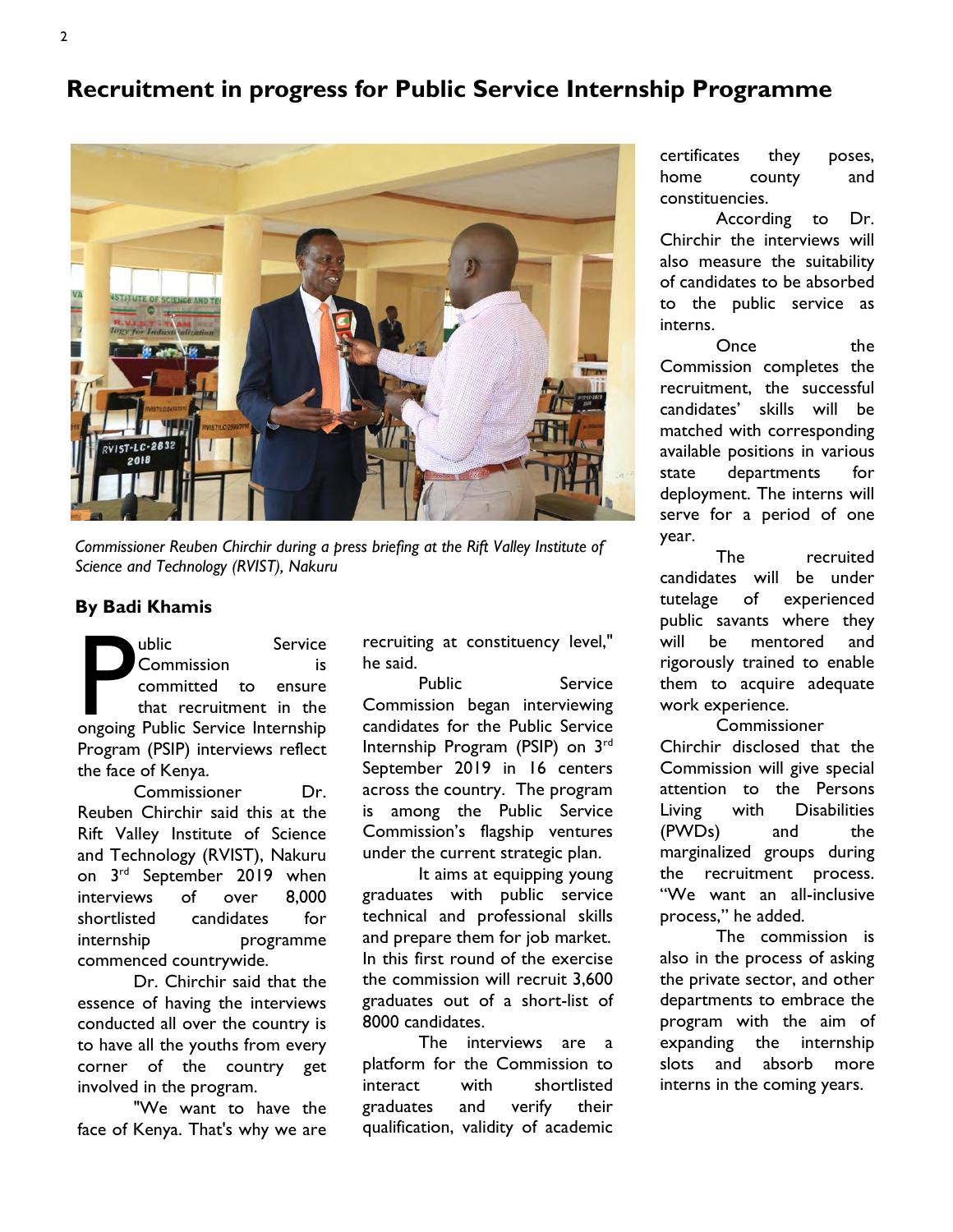# Recruitment in progress for Public Service Internship Programme

*Commissioner Reuben Chirchir during a press briefing at the Rift Valley Institute of Science and Technology (RVIST), Nakuru*

**By Badi Khamis**

Public Service Commission is committed to ensure that recruitment in the ongoing Public Service Internship Program (PSIP) interviews reflect the face of Kenya.

Commissioner Dr. Reuben Chirchir said this at the Rift Valley Institute of Science and Technology (RVIST), Nakuru on 3rd September 2019 when interviews of over 8,000 shortlisted candidates for internship programme commenced countrywide.

Dr. Chirchir said that the essence of having the interviews conducted all over the country is to have all the youths from every corner of the country get involved in the program.

"We want to have the face of Kenya. That's why we are recruiting at constituency level," he said.

Public Service Commission began interviewing candidates for the Public Service Internship Program (PSIP) on 3rd September 2019 in 16 centers across the country. The program is among the Public Service Commission's flagship ventures under the current strategic plan.

It aims at equipping young graduates with public service technical and professional skills and prepare them for job market. In this first round of the exercise the commission will recruit 3,600 graduates out of a short-list of 8000 candidates.

The interviews are a platform for the Commission to interact with shortlisted graduates and verify their qualification, validity of academic certificates they poses, home county and constituencies.

According to Dr. Chirchir the interviews will also measure the suitability of candidates to be absorbed to the public service as interns.

Once the Commission completes the recruitment, the successful candidates' skills will be matched with corresponding available positions in various state departments for deployment. The interns will serve for a period of one year.

The recruited candidates will be under tutelage of experienced public savants where they will be mentored and rigorously trained to enable them to acquire adequate work experience.

Commissioner Chirchir disclosed that the Commission will give special attention to the Persons Living with Disabilities (PWDs) and the marginalized groups during the recruitment process. "We want an all-inclusive process," he added.

The commission is also in the process of asking the private sector, and other departments to embrace the program with the aim of expanding the internship slots and absorb more interns in the coming years.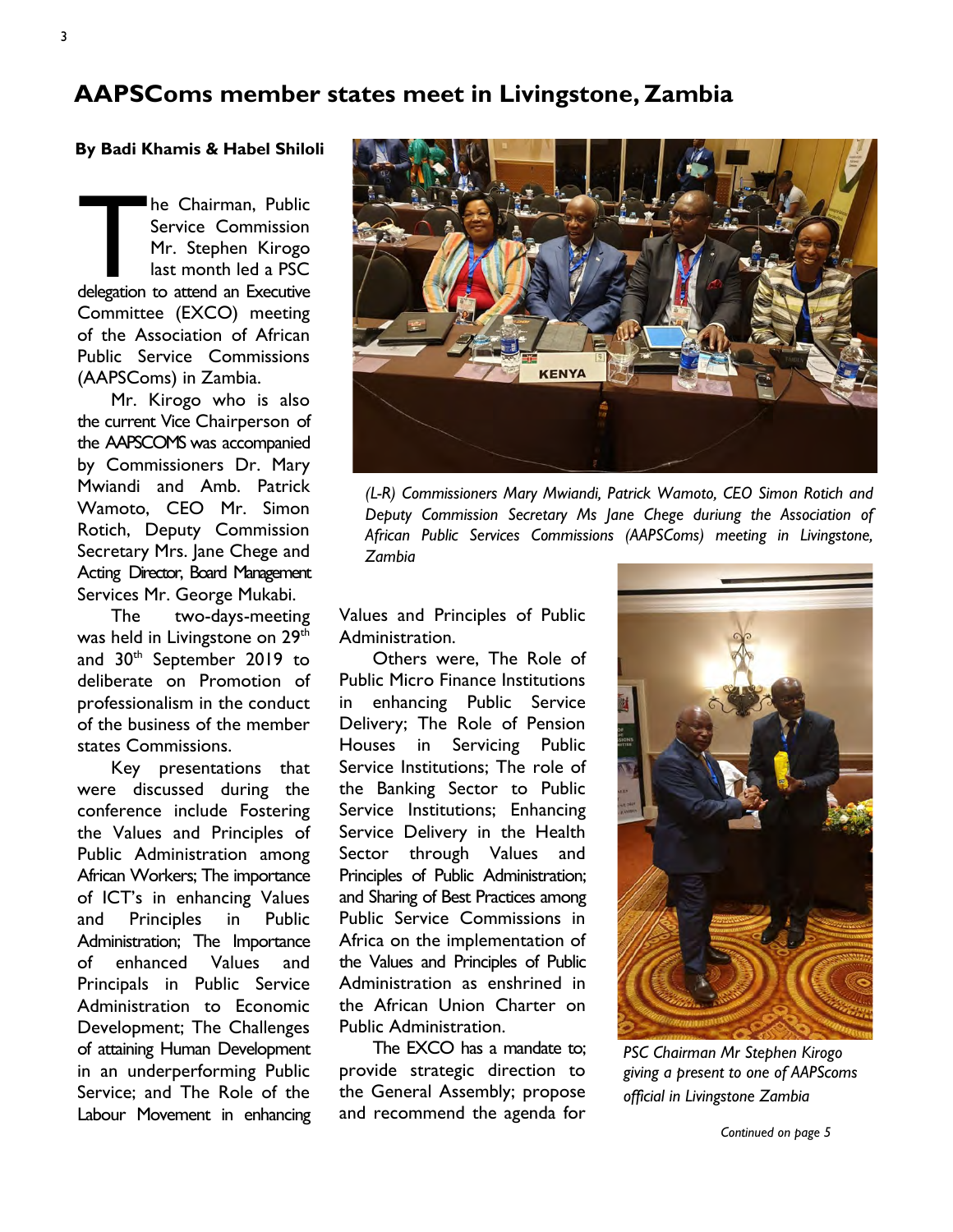# AAPSComs member states meet in Livingstone, Zambia

**By Badi Khamis & Habel Shiloli**

The Chairman, Public Service Commission Mr. Stephen Kirogo last month led a PSC delegation to attend an Executive Committee (EXCO) meeting of the Association of African Public Service Commissions (AAPSComs) in Zambia.

Mr. Kirogo who is also the current Vice Chairperson of the AAPSCOMS was accompanied by Commissioners Dr. Mary Mwiandi and Amb. Patrick Wamoto, CEO Mr. Simon Rotich, Deputy Commission Secretary Mrs. Jane Chege and Acting Director, Board Management Services Mr. George Mukabi.

The two-days-meeting was held in Livingstone on 29th and 30th September 2019 to deliberate on Promotion of professionalism in the conduct of the business of the member states Commissions.

Key presentations that were discussed during the conference include Fostering the Values and Principles of Public Administration among African Workers; The importance of ICT's in enhancing Values and Principles in Public Administration; The Importance of enhanced Values and Principals in Public Service Administration to Economic Development; The Challenges of attaining Human Development in an underperforming Public Service; and The Role of the Labour Movement in enhancing Values and Principles of Public Administration.

*(L-R) Commissioners Mary Mwiandi, Patrick Wamoto, CEO Simon Rotich and Deputy Commission Secretary Ms Jane Chege duriung the Association of African Public Services Commissions (AAPSComs) meeting in Livingstone, Zambia*

Others were, The Role of Public Micro Finance Institutions in enhancing Public Service Delivery; The Role of Pension Houses in Servicing Public Service Institutions; The role of the Banking Sector to Public Service Institutions; Enhancing Service Delivery in the Health Sector through Values and Principles of Public Administration; and Sharing of Best Practices among Public Service Commissions in Africa on the implementation of the Values and Principles of Public Administration as enshrined in the African Union Charter on Public Administration.

The EXCO has a mandate to; provide strategic direction to the General Assembly; propose and recommend the agenda for

*PSC Chairman Mr Stephen Kirogo giving a present to one of AAPSComs official in Livingstone Zambia*

*Continued on page 5*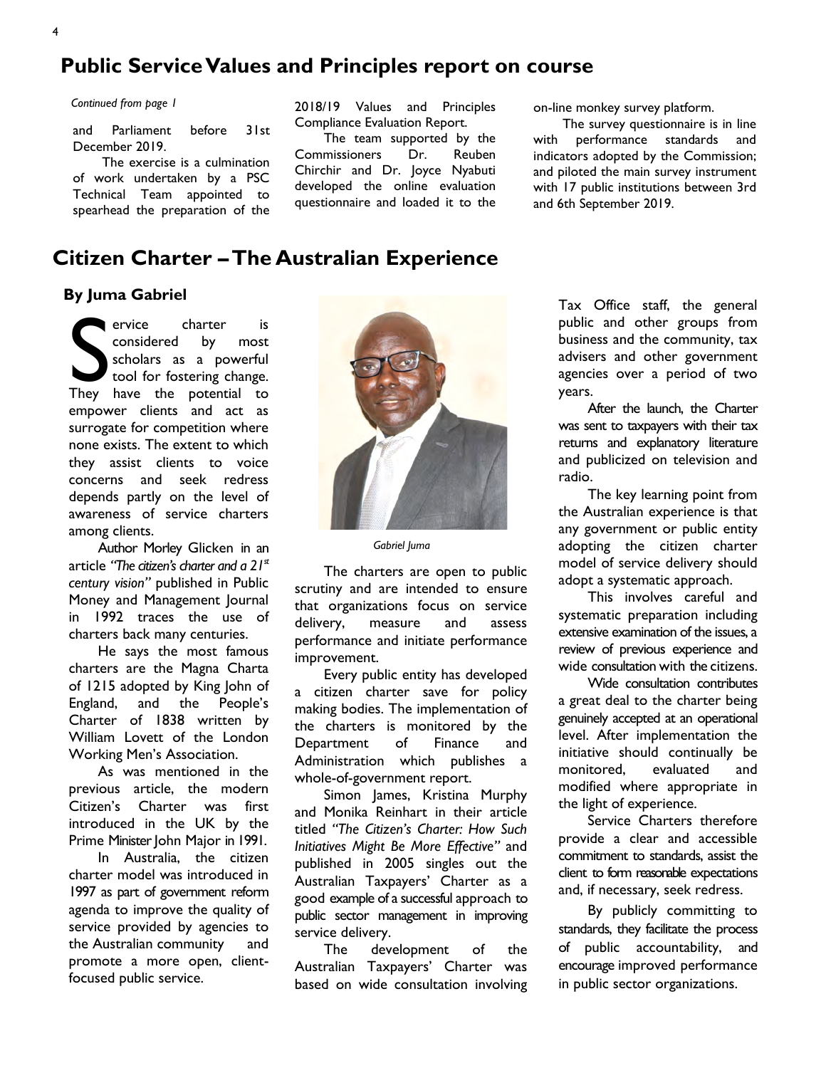## Public Service Values and Principles report on course

*Continued from page 1*

and Parliament before 31st December 2019.

The exercise is a culmination of work undertaken by a PSC Technical Team appointed to spearhead the preparation of the 2018/19 Values and Principles Compliance Evaluation Report.

The team supported by the Commissioners Dr. Reuben Chirchir and Dr. Joyce Nyabuti developed the online evaluation questionnaire and loaded it to the on-line monkey survey platform.

The survey questionnaire is in line with performance standards and indicators adopted by the Commission; and piloted the main survey instrument with 17 public institutions between 3rd and 6th September 2019.

## Citizen Charter – The Australian Experience

### By Juma Gabriel

Service charter is considered by most scholars as a powerful tool for fostering change. They have the potential to empower clients and act as surrogate for competition where none exists. The extent to which they assist clients to voice concerns and seek redress depends partly on the level of awareness of service charters among clients.

Author Morley Glicken in an article *"The citizen's charter and a 21st century vision"* published in Public Money and Management Journal in 1992 traces the use of charters back many centuries.

He says the most famous charters are the Magna Charta of 1215 adopted by King John of England, and the People's Charter of 1838 written by William Lovett of the London Working Men's Association.

As was mentioned in the previous article, the modern Citizen's Charter was first introduced in the UK by the Prime Minister John Major in 1991.

In Australia, the citizen charter model was introduced in 1997 as part of government reform agenda to improve the quality of service provided by agencies to the Australian community and promote a more open, client-focused public service.

*Gabriel Juma*

The charters are open to public scrutiny and are intended to ensure that organizations focus on service delivery, measure and assess performance and initiate performance improvement.

Every public entity has developed a citizen charter save for policy making bodies. The implementation of the charters is monitored by the Department of Finance and Administration which publishes a whole-of-government report.

Simon James, Kristina Murphy and Monika Reinhart in their article titled *"The Citizen's Charter: How Such Initiatives Might Be More Effective"* and published in 2005 singles out the Australian Taxpayers' Charter as a good example of a successful approach to public sector management in improving service delivery.

The development of the Australian Taxpayers' Charter was based on wide consultation involving Tax Office staff, the general public and other groups from business and the community, tax advisers and other government agencies over a period of two years.

After the launch, the Charter was sent to taxpayers with their tax returns and explanatory literature and publicized on television and radio.

The key learning point from the Australian experience is that any government or public entity adopting the citizen charter model of service delivery should adopt a systematic approach.

This involves careful and systematic preparation including extensive examination of the issues, a review of previous experience and wide consultation with the citizens.

Wide consultation contributes a great deal to the charter being genuinely accepted at an operational level. After implementation the initiative should continually be monitored, evaluated and modified where appropriate in the light of experience.

Service Charters therefore provide a clear and accessible commitment to standards, assist the client to form reasonable expectations and, if necessary, seek redress.

By publicly committing to standards, they facilitate the process of public accountability, and encourage improved performance in public sector organizations.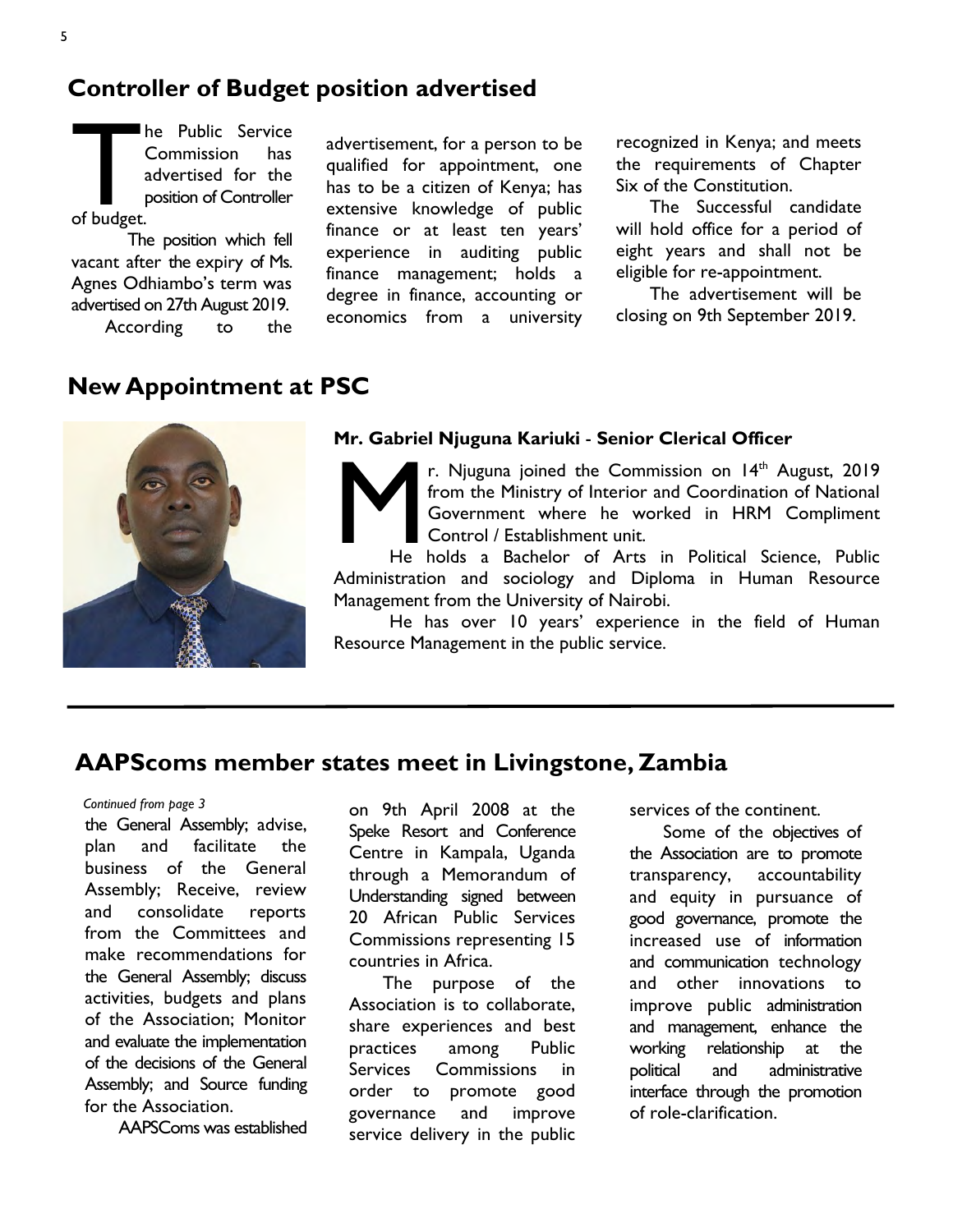## Controller of Budget position advertised

The Public Service Commission has advertised for the position of Controller of budget.

The position which fell vacant after the expiry of Ms. Agnes Odhiambo's term was advertised on 27th August 2019.

According to the advertisement, for a person to be qualified for appointment, one has to be a citizen of Kenya; has extensive knowledge of public finance or at least ten years' experience in auditing public finance management; holds a degree in finance, accounting or economics from a university recognized in Kenya; and meets the requirements of Chapter Six of the Constitution.

The Successful candidate will hold office for a period of eight years and shall not be eligible for re-appointment.

The advertisement will be closing on 9th September 2019.

## New Appointment at PSC

**Mr. Gabriel Njuguna Kariuki - Senior Clerical Officer**

Mr. Njuguna joined the Commission on 14th August, 2019 from the Ministry of Interior and Coordination of National Government where he worked in HRM Compliment Control / Establishment unit.

He holds a Bachelor of Arts in Political Science, Public Administration and sociology and Diploma in Human Resource Management from the University of Nairobi.

He has over 10 years' experience in the field of Human Resource Management in the public service.

## AAPScoms member states meet in Livingstone, Zambia

*Continued from page 3*

the General Assembly; advise, plan and facilitate the business of the General Assembly; Receive, review and consolidate reports from the Committees and make recommendations for the General Assembly; discuss activities, budgets and plans of the Association; Monitor and evaluate the implementation of the decisions of the General Assembly; and Source funding for the Association.

AAPSComs was established on 9th April 2008 at the Speke Resort and Conference Centre in Kampala, Uganda through a Memorandum of Understanding signed between 20 African Public Services Commissions representing 15 countries in Africa.

The purpose of the Association is to collaborate, share experiences and best practices among Public Services Commissions in order to promote good governance and improve service delivery in the public services of the continent.

Some of the objectives of the Association are to promote transparency, accountability and equity in pursuance of good governance, promote the increased use of information and communication technology and other innovations to improve public administration and management, enhance the working relationship at the political and administrative interface through the promotion of role-clarification.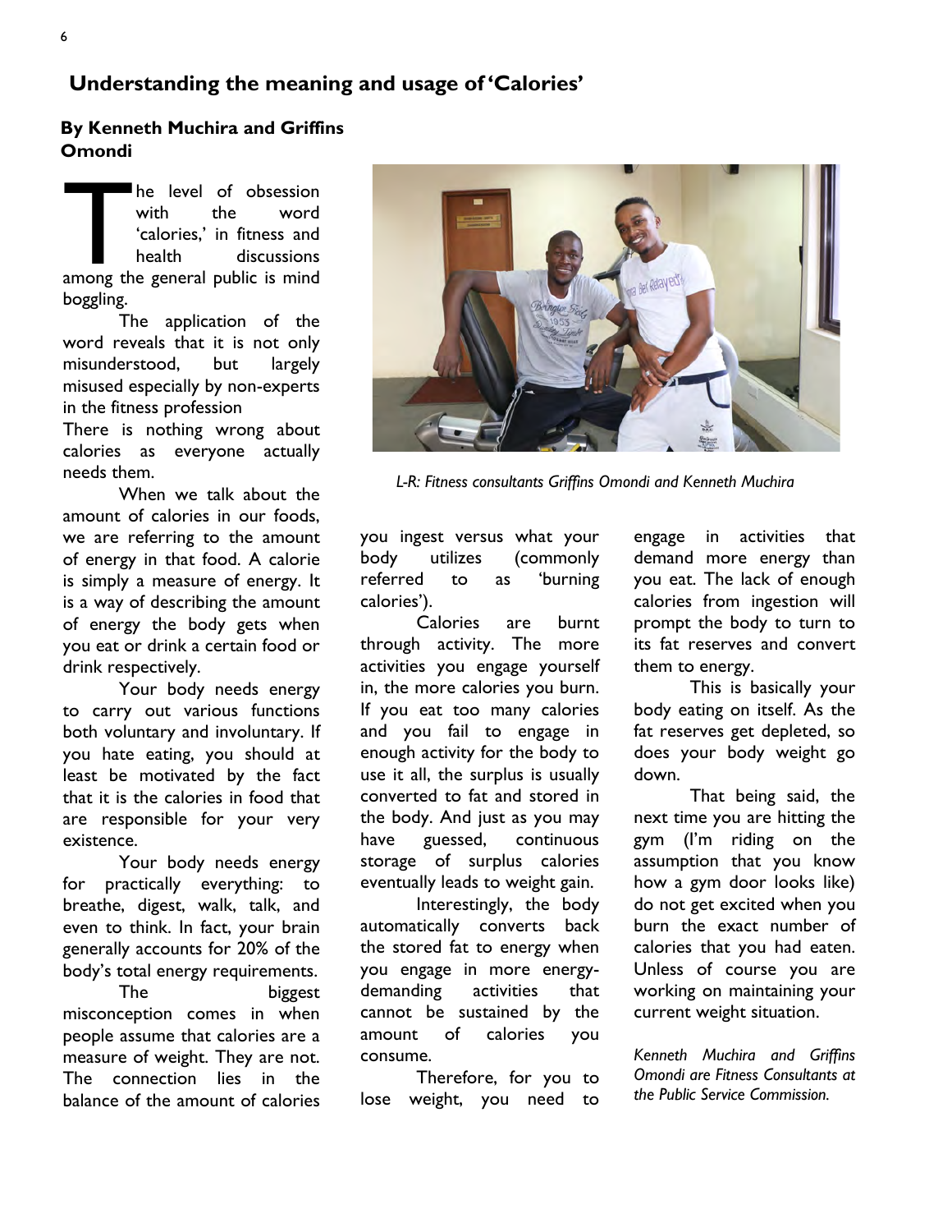## Understanding the meaning and usage of 'Calories'

**By Kenneth Muchira and Griffins Omondi**

The level of obsession with the word 'calories,' in fitness and health discussions among the general public is mind boggling.

The application of the word reveals that it is not only misunderstood, but largely misused especially by non-experts in the fitness profession

There is nothing wrong about calories as everyone actually needs them.

When we talk about the amount of calories in our foods, we are referring to the amount of energy in that food. A calorie is simply a measure of energy. It is a way of describing the amount of energy the body gets when you eat or drink a certain food or drink respectively.

Your body needs energy to carry out various functions both voluntary and involuntary. If you hate eating, you should at least be motivated by the fact that it is the calories in food that are responsible for your very existence.

Your body needs energy for practically everything: to breathe, digest, walk, talk, and even to think. In fact, your brain generally accounts for 20% of the body's total energy requirements.

The biggest misconception comes in when people assume that calories are a measure of weight. They are not. The connection lies in the balance of the amount of calories you ingest versus what your body utilizes (commonly referred to as 'burning calories').

*L-R: Fitness consultants Griffins Omondi and Kenneth Muchira*

Calories are burnt through activity. The more activities you engage yourself in, the more calories you burn. If you eat too many calories and you fail to engage in enough activity for the body to use it all, the surplus is usually converted to fat and stored in the body. And just as you may have guessed, continuous storage of surplus calories eventually leads to weight gain.

Interestingly, the body automatically converts back the stored fat to energy when you engage in more energy-demanding activities that cannot be sustained by the amount of calories you consume.

Therefore, for you to lose weight, you need to engage in activities that demand more energy than you eat. The lack of enough calories from ingestion will prompt the body to turn to its fat reserves and convert them to energy.

This is basically your body eating on itself. As the fat reserves get depleted, so does your body weight go down.

That being said, the next time you are hitting the gym (I'm riding on the assumption that you know how a gym door looks like) do not get excited when you burn the exact number of calories that you had eaten. Unless of course you are working on maintaining your current weight situation.

*Kenneth Muchira and Griffins Omondi are Fitness Consultants at the Public Service Commission.*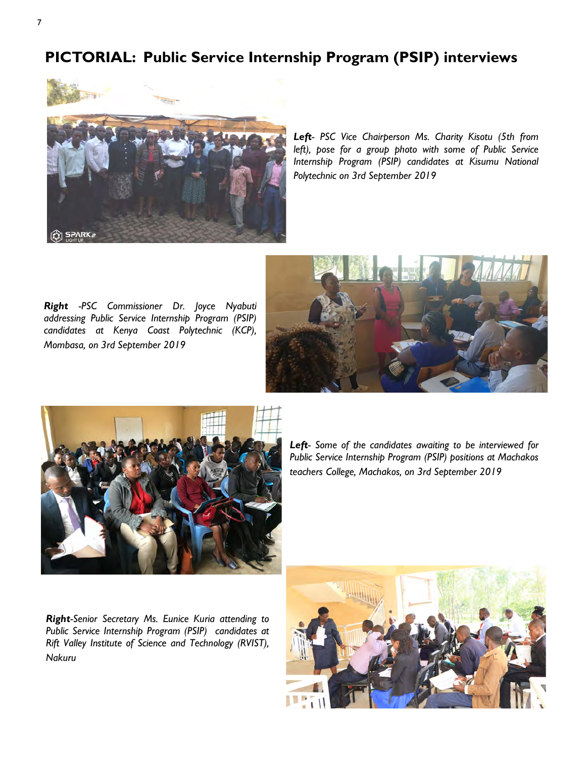## PICTORIAL: Public Service Internship Program (PSIP) interviews

***Left**- PSC Vice Chairperson Ms. Charity Kisotu (5th from left), pose for a group photo with some of Public Service Internship Program (PSIP) candidates at Kisumu National Polytechnic on 3rd September 2019*

***Right** -PSC Commissioner Dr. Joyce Nyabuti addressing Public Service Internship Program (PSIP) candidates at Kenya Coast Polytechnic (KCP), Mombasa, on 3rd September 2019*

***Left**- Some of the candidates awaiting to be interviewed for Public Service Internship Program (PSIP) positions at Machakos teachers College, Machakos, on 3rd September 2019*

***Right**-Senior Secretary Ms. Eunice Kuria attending to Public Service Internship Program (PSIP) candidates at Rift Valley Institute of Science and Technology (RVIST), Nakuru*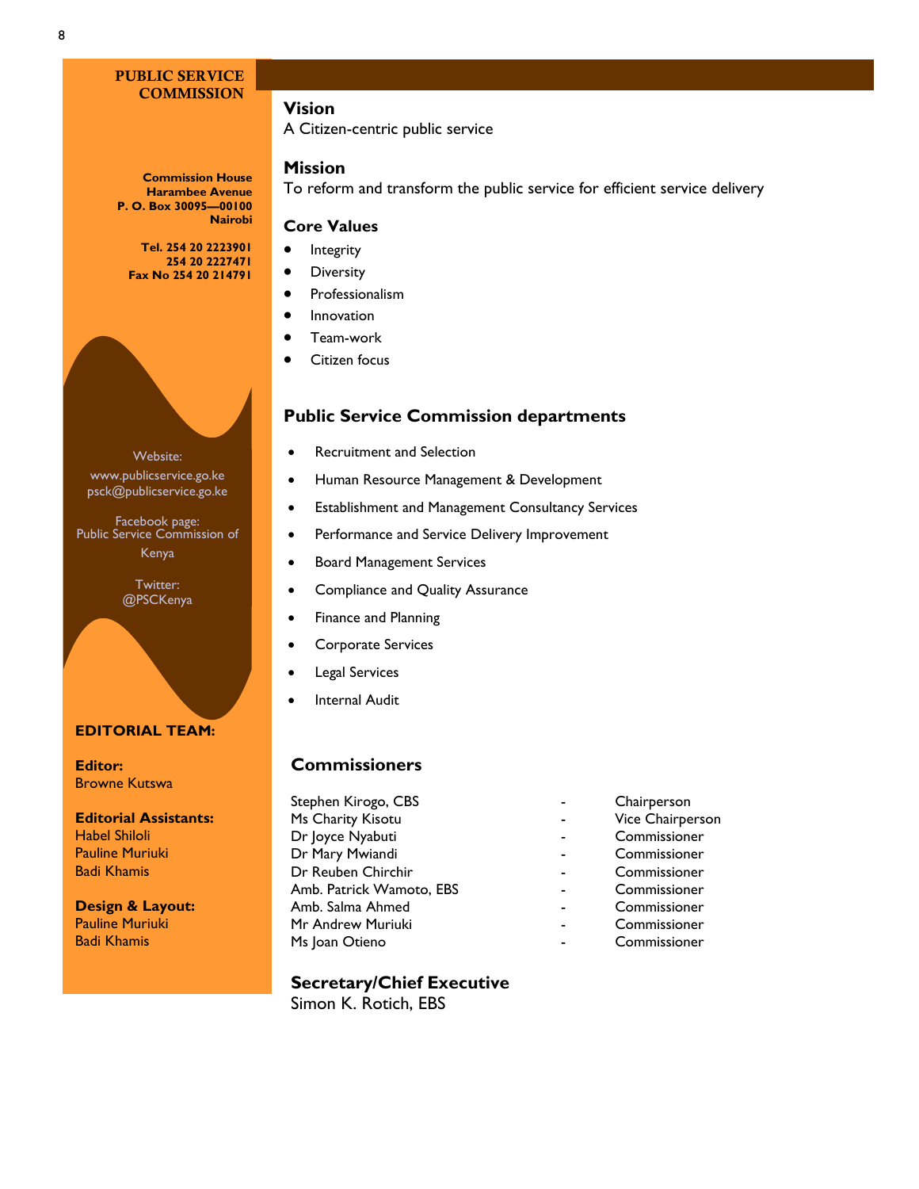**PUBLIC SERVICE COMMISSION**

**Commission House**
**Harambee Avenue**
**P. O. Box 30095—00100**
**Nairobi**

**Tel. 254 20 2223901**
**254 20 2227471**
**Fax No 254 20 214791**

Website:
www.publicservice.go.ke
psck@publicservice.go.ke

Facebook page:
Public Service Commission of Kenya

Twitter:
@PSCKenya

**EDITORIAL TEAM:**

**Editor:**
Browne Kutswa

**Editorial Assistants:**
Habel Shiloli
Pauline Muriuki
Badi Khamis

**Design & Layout:**
Pauline Muriuki
Badi Khamis

## Vision

A Citizen-centric public service

## Mission

To reform and transform the public service for efficient service delivery

## Core Values

- Integrity
- Diversity
- Professionalism
- Innovation
- Team-work
- Citizen focus

## Public Service Commission departments

- Recruitment and Selection
- Human Resource Management & Development
- Establishment and Management Consultancy Services
- Performance and Service Delivery Improvement
- Board Management Services
- Compliance and Quality Assurance
- Finance and Planning
- Corporate Services
- Legal Services
- Internal Audit

## Commissioners

| | | |
|---|---|---|
| Stephen Kirogo, CBS | - | Chairperson |
| Ms Charity Kisotu | - | Vice Chairperson |
| Dr Joyce Nyabuti | - | Commissioner |
| Dr Mary Mwiandi | - | Commissioner |
| Dr Reuben Chirchir | - | Commissioner |
| Amb. Patrick Wamoto, EBS | - | Commissioner |
| Amb. Salma Ahmed | - | Commissioner |
| Mr Andrew Muriuki | - | Commissioner |
| Ms Joan Otieno | - | Commissioner |

## Secretary/Chief Executive

Simon K. Rotich, EBS